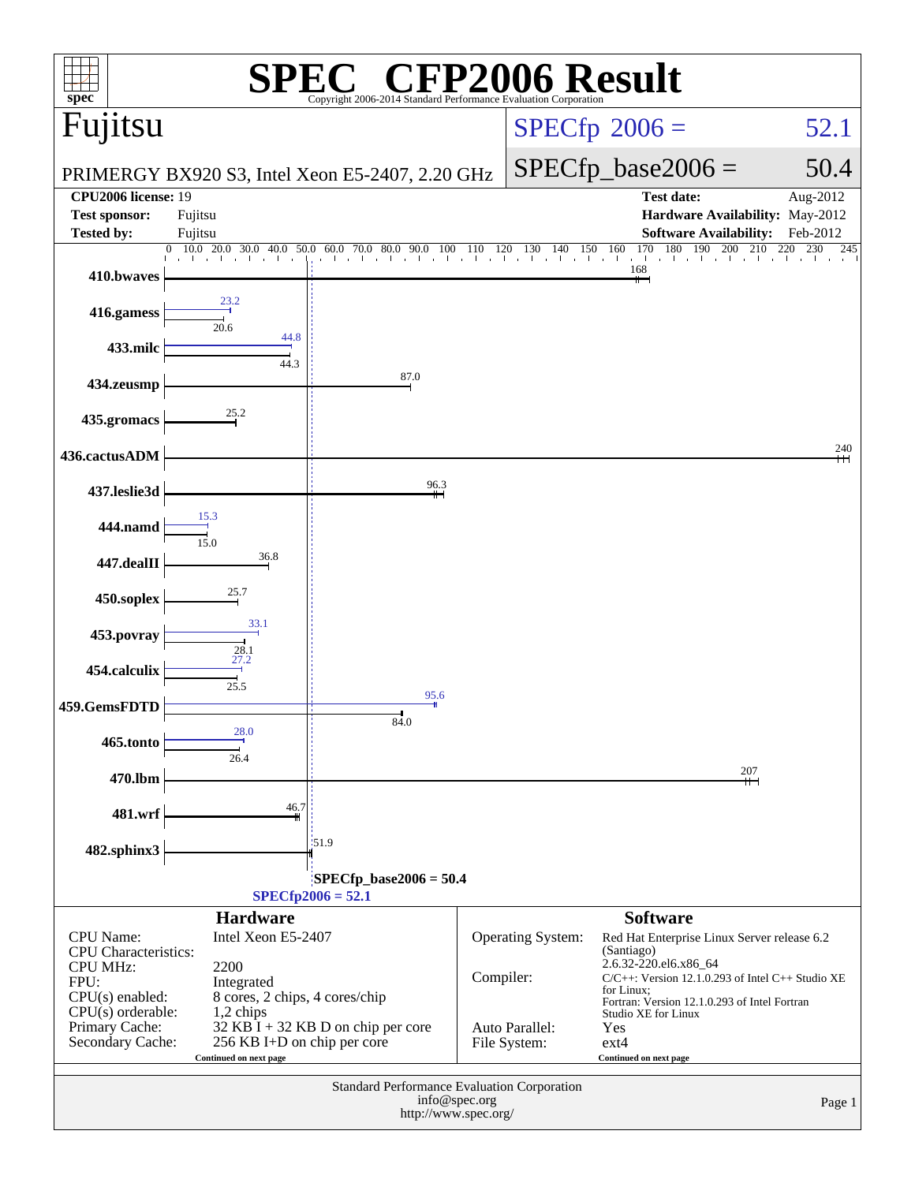# SPEC CFP2006 Result

Copyright 2006-2014 Standard Performance Evaluation Corporation

## Fujitsu

PRIMERGY BX920 S3, Intel Xeon E5-2407, 2.20 GHz

SPECfp 2006 = 52.1

SPECfp_base2006 = 50.4

| | | | |
|---|---|---|---|
| **CPU2006 license:** | 19 | **Test date:** | Aug-2012 |
| **Test sponsor:** | Fujitsu | **Hardware Availability:** | May-2012 |
| **Tested by:** | Fujitsu | **Software Availability:** | Feb-2012 |

0 10.0 20.0 30.0 40.0 50.0 60.0 70.0 80.0 90.0 100 110 120 130 140 150 160 170 180 190 200 210 220 230 245

410.bwaves 168

416.gamess 23.2 20.6

433.milc 44.8 44.3

434.zeusmp 87.0

435.gromacs 25.2

436.cactusADM 240

437.leslie3d 96.3

444.namd 15.3 15.0

447.dealII 36.8

450.soplex 25.7

453.povray 33.1 28.1

454.calculix 27.2 25.5

459.GemsFDTD 95.6 84.0

465.tonto 28.0 26.4

470.lbm 207

481.wrf 46.7

482.sphinx3 51.9

SPECfp_base2006 = 50.4

SPECfp2006 = 52.1

## Hardware

| | |
|---|---|
| CPU Name: | Intel Xeon E5-2407 |
| CPU Characteristics: | |
| CPU MHz: | 2200 |
| FPU: | Integrated |
| CPU(s) enabled: | 8 cores, 2 chips, 4 cores/chip |
| CPU(s) orderable: | 1,2 chips |
| Primary Cache: | 32 KB I + 32 KB D on chip per core |
| Secondary Cache: | 256 KB I+D on chip per core |

Continued on next page

## Software

| | |
|---|---|
| Operating System: | Red Hat Enterprise Linux Server release 6.2 (Santiago) 2.6.32-220.el6.x86_64 |
| Compiler: | C/C++: Version 12.1.0.293 of Intel C++ Studio XE for Linux; Fortran: Version 12.1.0.293 of Intel Fortran Studio XE for Linux |
| Auto Parallel: | Yes |
| File System: | ext4 |

Continued on next page

Standard Performance Evaluation Corporation
info@spec.org
http://www.spec.org/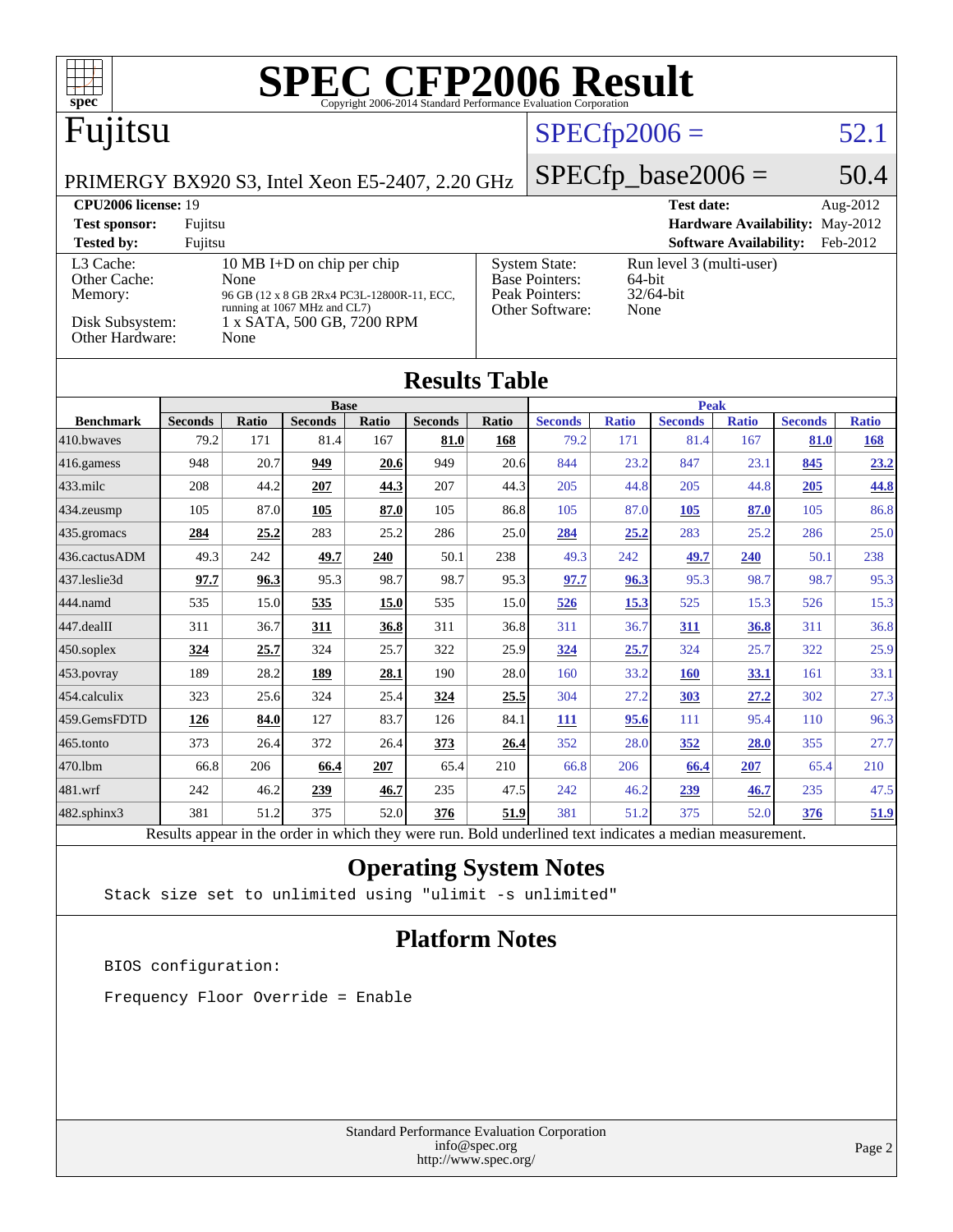# SPEC CFP2006 Result

Copyright 2006-2014 Standard Performance Evaluation Corporation

# Fujitsu

PRIMERGY BX920 S3, Intel Xeon E5-2407, 2.20 GHz

SPECfp2006 = 52.1

SPECfp_base2006 = 50.4

| | | | |
|---|---|---|---|
| **CPU2006 license:** 19 | | **Test date:** | Aug-2012 |
| **Test sponsor:** | Fujitsu | **Hardware Availability:** | May-2012 |
| **Tested by:** | Fujitsu | **Software Availability:** | Feb-2012 |

| | | | |
|---|---|---|---|
| L3 Cache: | 10 MB I+D on chip per chip | System State: | Run level 3 (multi-user) |
| Other Cache: | None | Base Pointers: | 64-bit |
| Memory: | 96 GB (12 x 8 GB 2Rx4 PC3L-12800R-11, ECC, running at 1067 MHz and CL7) | Peak Pointers: | 32/64-bit |
| Disk Subsystem: | 1 x SATA, 500 GB, 7200 RPM | Other Software: | None |
| Other Hardware: | None | | |

## Results Table

| | Base | | | | | | Peak | | | | | |
|---|---|---|---|---|---|---|---|---|---|---|---|---|
| **Benchmark** | **Seconds** | **Ratio** | **Seconds** | **Ratio** | **Seconds** | **Ratio** | **Seconds** | **Ratio** | **Seconds** | **Ratio** | **Seconds** | **Ratio** |
| 410.bwaves | 79.2 | 171 | 81.4 | 167 | **81.0** | **168** | 79.2 | 171 | 81.4 | 167 | **81.0** | **168** |
| 416.gamess | 948 | 20.7 | **949** | **20.6** | 949 | 20.6 | 844 | 23.2 | 847 | 23.1 | **845** | **23.2** |
| 433.milc | 208 | 44.2 | **207** | **44.3** | 207 | 44.3 | 205 | 44.8 | 205 | 44.8 | **205** | **44.8** |
| 434.zeusmp | 105 | 87.0 | **105** | **87.0** | 105 | 86.8 | 105 | 87.0 | **105** | **87.0** | 105 | 86.8 |
| 435.gromacs | **284** | **25.2** | 283 | 25.2 | 286 | 25.0 | **284** | **25.2** | 283 | 25.2 | 286 | 25.0 |
| 436.cactusADM | 49.3 | 242 | **49.7** | **240** | 50.1 | 238 | 49.3 | 242 | **49.7** | **240** | 50.1 | 238 |
| 437.leslie3d | **97.7** | **96.3** | 95.3 | 98.7 | 98.7 | 95.3 | **97.7** | **96.3** | 95.3 | 98.7 | 98.7 | 95.3 |
| 444.namd | 535 | 15.0 | **535** | **15.0** | 535 | 15.0 | **526** | **15.3** | 525 | 15.3 | 526 | 15.3 |
| 447.dealII | 311 | 36.7 | **311** | **36.8** | 311 | 36.8 | 311 | 36.7 | **311** | **36.8** | 311 | 36.8 |
| 450.soplex | **324** | **25.7** | 324 | 25.7 | 322 | 25.9 | **324** | **25.7** | 324 | 25.7 | 322 | 25.9 |
| 453.povray | 189 | 28.2 | **189** | **28.1** | 190 | 28.0 | 160 | 33.2 | **160** | **33.1** | 161 | 33.1 |
| 454.calculix | 323 | 25.6 | 324 | 25.4 | **324** | **25.5** | 304 | 27.2 | **303** | **27.2** | 302 | 27.3 |
| 459.GemsFDTD | **126** | **84.0** | 127 | 83.7 | 126 | 84.1 | **111** | **95.6** | 111 | 95.4 | 110 | 96.3 |
| 465.tonto | 373 | 26.4 | 372 | 26.4 | **373** | **26.4** | 352 | 28.0 | **352** | **28.0** | 355 | 27.7 |
| 470.lbm | 66.8 | 206 | **66.4** | **207** | 65.4 | 210 | 66.8 | 206 | **66.4** | **207** | 65.4 | 210 |
| 481.wrf | 242 | 46.2 | **239** | **46.7** | 235 | 47.5 | 242 | 46.2 | **239** | **46.7** | 235 | 47.5 |
| 482.sphinx3 | 381 | 51.2 | 375 | 52.0 | **376** | **51.9** | 381 | 51.2 | 375 | 52.0 | **376** | **51.9** |

Results appear in the order in which they were run. Bold underlined text indicates a median measurement.

## Operating System Notes

```
Stack size set to unlimited using "ulimit -s unlimited"
```

## Platform Notes

```
BIOS configuration:

Frequency Floor Override = Enable
```

Standard Performance Evaluation Corporation
info@spec.org
http://www.spec.org/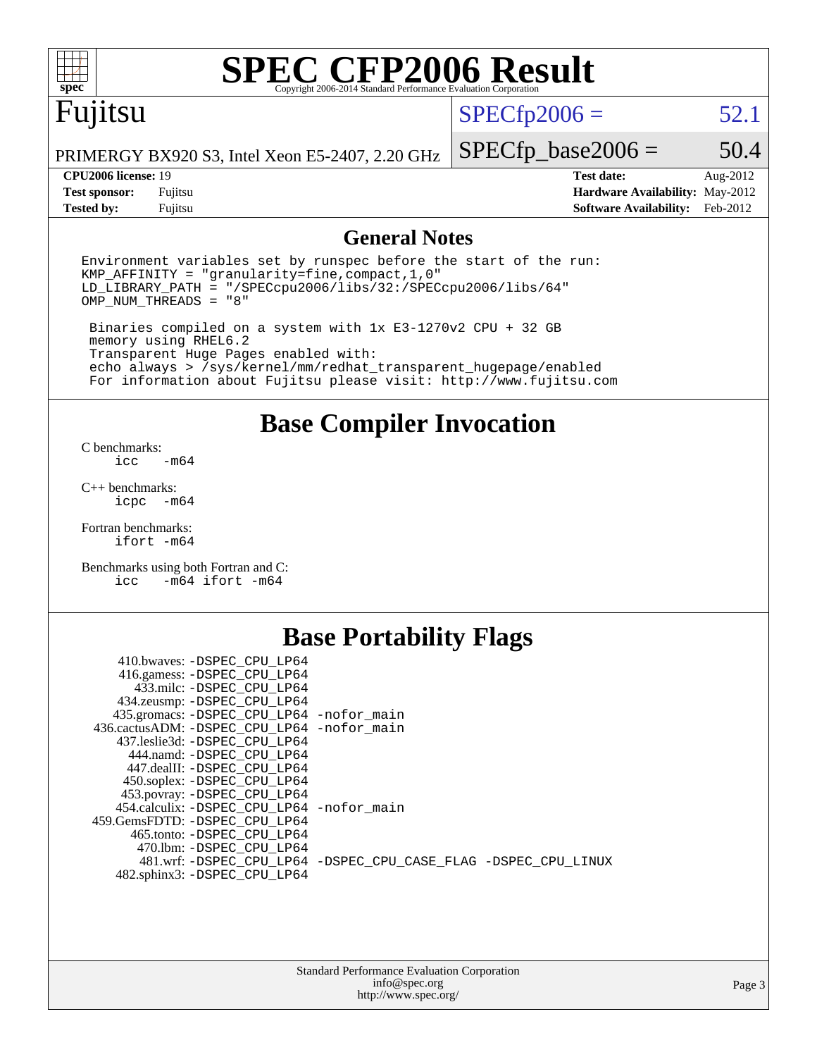# SPEC CFP2006 Result

Copyright 2006-2014 Standard Performance Evaluation Corporation

## Fujitsu

PRIMERGY BX920 S3, Intel Xeon E5-2407, 2.20 GHz

SPECfp2006 = 52.1

SPECfp_base2006 = 50.4

| | | | |
|---|---|---|---|
| **CPU2006 license:** 19 | | **Test date:** | Aug-2012 |
| **Test sponsor:** | Fujitsu | **Hardware Availability:** | May-2012 |
| **Tested by:** | Fujitsu | **Software Availability:** | Feb-2012 |

## General Notes

```
Environment variables set by runspec before the start of the run:
KMP_AFFINITY = "granularity=fine,compact,1,0"
LD_LIBRARY_PATH = "/SPECcpu2006/libs/32:/SPECcpu2006/libs/64"
OMP_NUM_THREADS = "8"

 Binaries compiled on a system with 1x E3-1270v2 CPU + 32 GB
 memory using RHEL6.2
 Transparent Huge Pages enabled with:
 echo always > /sys/kernel/mm/redhat_transparent_hugepage/enabled
 For information about Fujitsu please visit: http://www.fujitsu.com
```

## Base Compiler Invocation

C benchmarks:
```
icc   -m64
```

C++ benchmarks:
```
icpc  -m64
```

Fortran benchmarks:
```
ifort -m64
```

Benchmarks using both Fortran and C:
```
icc   -m64 ifort -m64
```

## Base Portability Flags

```
     410.bwaves: -DSPEC_CPU_LP64
     416.gamess: -DSPEC_CPU_LP64
       433.milc: -DSPEC_CPU_LP64
     434.zeusmp: -DSPEC_CPU_LP64
    435.gromacs: -DSPEC_CPU_LP64 -nofor_main
 436.cactusADM: -DSPEC_CPU_LP64 -nofor_main
    437.leslie3d: -DSPEC_CPU_LP64
       444.namd: -DSPEC_CPU_LP64
     447.dealII: -DSPEC_CPU_LP64
     450.soplex: -DSPEC_CPU_LP64
     453.povray: -DSPEC_CPU_LP64
   454.calculix: -DSPEC_CPU_LP64 -nofor_main
  459.GemsFDTD: -DSPEC_CPU_LP64
      465.tonto: -DSPEC_CPU_LP64
        470.lbm: -DSPEC_CPU_LP64
        481.wrf: -DSPEC_CPU_LP64 -DSPEC_CPU_CASE_FLAG -DSPEC_CPU_LINUX
    482.sphinx3: -DSPEC_CPU_LP64
```

Standard Performance Evaluation Corporation
info@spec.org
http://www.spec.org/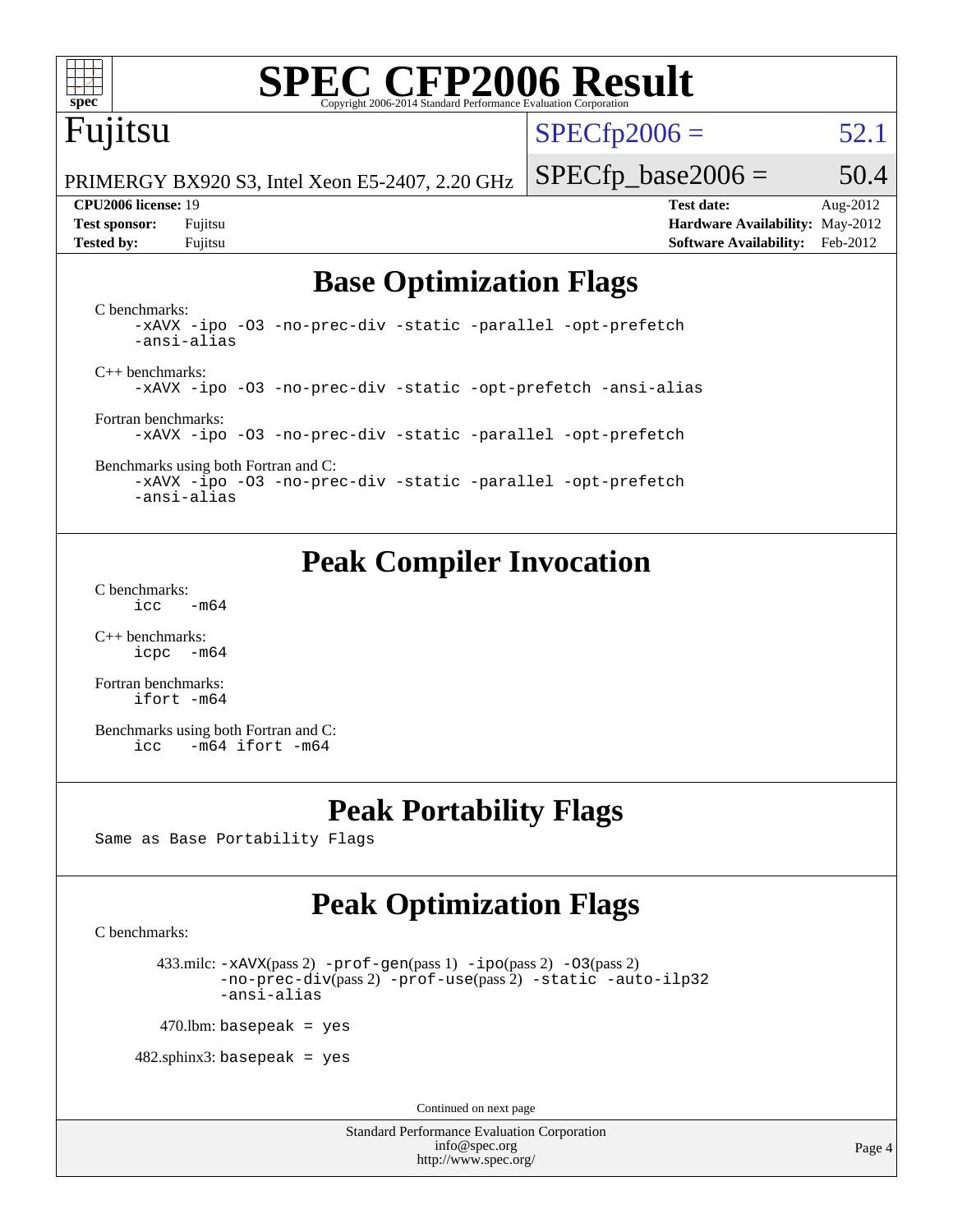# SPEC CFP2006 Result

Copyright 2006-2014 Standard Performance Evaluation Corporation

Fujitsu

PRIMERGY BX920 S3, Intel Xeon E5-2407, 2.20 GHz

SPECfp2006 = 52.1

SPECfp_base2006 = 50.4

**CPU2006 license:** 19
**Test sponsor:** Fujitsu
**Tested by:** Fujitsu

**Test date:** Aug-2012
**Hardware Availability:** May-2012
**Software Availability:** Feb-2012

## Base Optimization Flags

C benchmarks:
```
-xAVX -ipo -O3 -no-prec-div -static -parallel -opt-prefetch
-ansi-alias
```

C++ benchmarks:
```
-xAVX -ipo -O3 -no-prec-div -static -opt-prefetch -ansi-alias
```

Fortran benchmarks:
```
-xAVX -ipo -O3 -no-prec-div -static -parallel -opt-prefetch
```

Benchmarks using both Fortran and C:
```
-xAVX -ipo -O3 -no-prec-div -static -parallel -opt-prefetch
-ansi-alias
```

## Peak Compiler Invocation

C benchmarks:
```
icc   -m64
```

C++ benchmarks:
```
icpc  -m64
```

Fortran benchmarks:
```
ifort -m64
```

Benchmarks using both Fortran and C:
```
icc   -m64 ifort -m64
```

## Peak Portability Flags

Same as Base Portability Flags

## Peak Optimization Flags

C benchmarks:

433.milc: -xAVX(pass 2) -prof-gen(pass 1) -ipo(pass 2) -O3(pass 2) -no-prec-div(pass 2) -prof-use(pass 2) -static -auto-ilp32 -ansi-alias

470.lbm: basepeak = yes

482.sphinx3: basepeak = yes

Continued on next page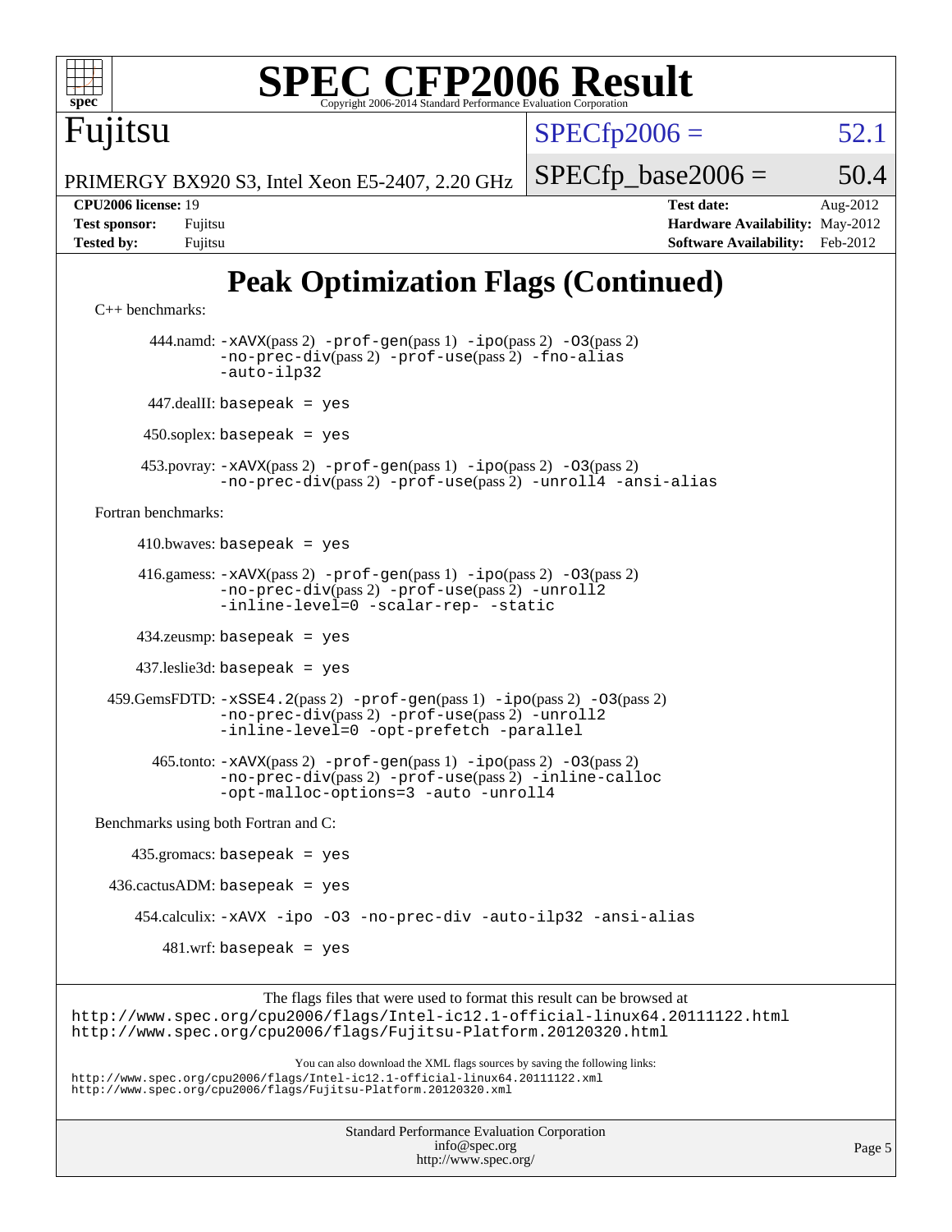# SPEC CFP2006 Result

Copyright 2006-2014 Standard Performance Evaluation Corporation

**Fujitsu**

PRIMERGY BX920 S3, Intel Xeon E5-2407, 2.20 GHz

SPECfp2006 = 52.1

SPECfp_base2006 = 50.4

| | | | |
|---|---|---|---|
| **CPU2006 license:** 19 | | **Test date:** | Aug-2012 |
| **Test sponsor:** | Fujitsu | **Hardware Availability:** | May-2012 |
| **Tested by:** | Fujitsu | **Software Availability:** | Feb-2012 |

## Peak Optimization Flags (Continued)

C++ benchmarks:

444.namd: -xAVX(pass 2) -prof-gen(pass 1) -ipo(pass 2) -O3(pass 2) -no-prec-div(pass 2) -prof-use(pass 2) -fno-alias -auto-ilp32

447.dealII: basepeak = yes

450.soplex: basepeak = yes

453.povray: -xAVX(pass 2) -prof-gen(pass 1) -ipo(pass 2) -O3(pass 2) -no-prec-div(pass 2) -prof-use(pass 2) -unroll4 -ansi-alias

Fortran benchmarks:

410.bwaves: basepeak = yes

416.gamess: -xAVX(pass 2) -prof-gen(pass 1) -ipo(pass 2) -O3(pass 2) -no-prec-div(pass 2) -prof-use(pass 2) -unroll2 -inline-level=0 -scalar-rep- -static

434.zeusmp: basepeak = yes

437.leslie3d: basepeak = yes

459.GemsFDTD: -xSSE4.2(pass 2) -prof-gen(pass 1) -ipo(pass 2) -O3(pass 2) -no-prec-div(pass 2) -prof-use(pass 2) -unroll2 -inline-level=0 -opt-prefetch -parallel

465.tonto: -xAVX(pass 2) -prof-gen(pass 1) -ipo(pass 2) -O3(pass 2) -no-prec-div(pass 2) -prof-use(pass 2) -inline-calloc -opt-malloc-options=3 -auto -unroll4

Benchmarks using both Fortran and C:

435.gromacs: basepeak = yes

436.cactusADM: basepeak = yes

454.calculix: -xAVX -ipo -O3 -no-prec-div -auto-ilp32 -ansi-alias

481.wrf: basepeak = yes

The flags files that were used to format this result can be browsed at
http://www.spec.org/cpu2006/flags/Intel-ic12.1-official-linux64.20111122.html
http://www.spec.org/cpu2006/flags/Fujitsu-Platform.20120320.html

You can also download the XML flags sources by saving the following links:
http://www.spec.org/cpu2006/flags/Intel-ic12.1-official-linux64.20111122.xml
http://www.spec.org/cpu2006/flags/Fujitsu-Platform.20120320.xml

Standard Performance Evaluation Corporation
info@spec.org
http://www.spec.org/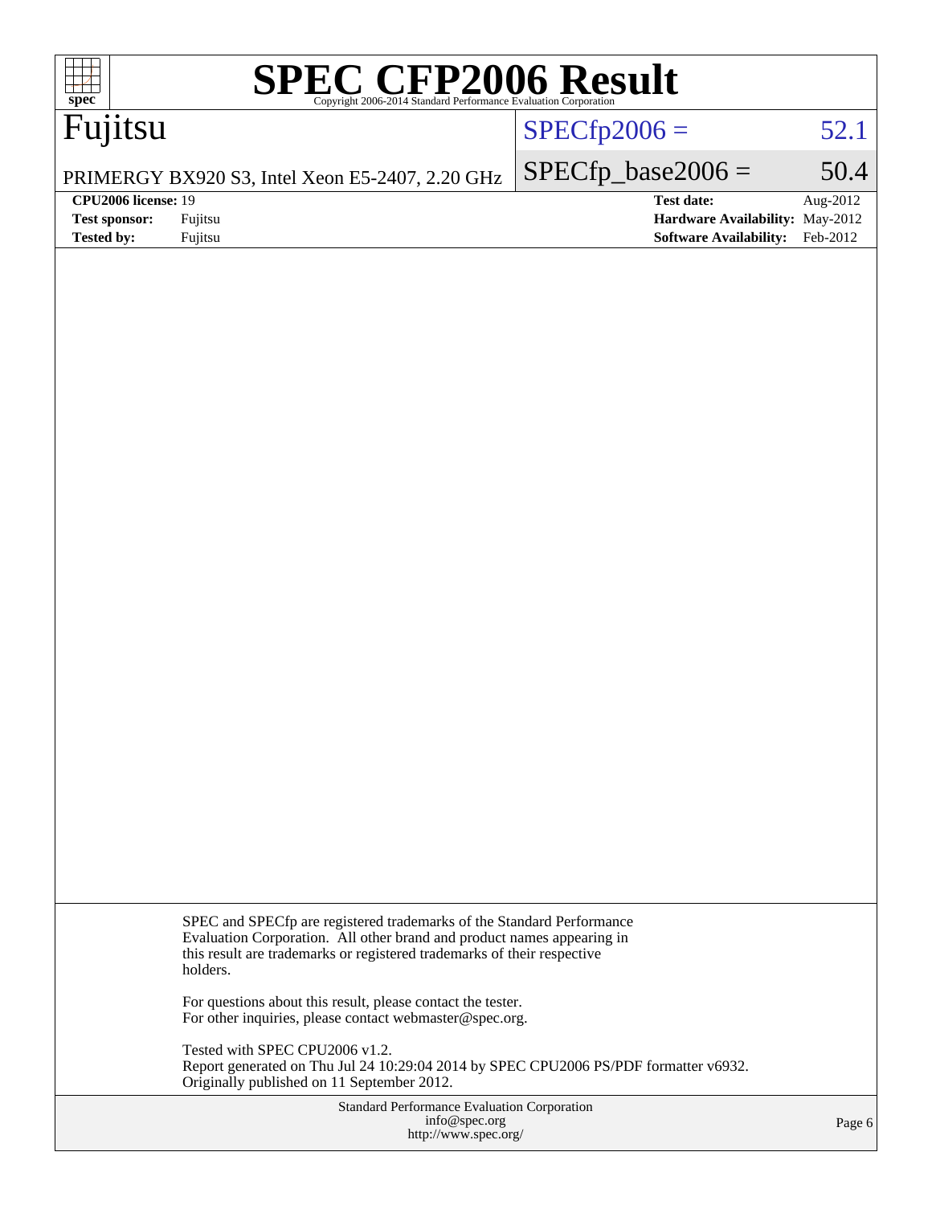SPEC and SPECfp are registered trademarks of the Standard Performance Evaluation Corporation. All other brand and product names appearing in this result are trademarks or registered trademarks of their respective holders.

For questions about this result, please contact the tester.
For other inquiries, please contact webmaster@spec.org.

Tested with SPEC CPU2006 v1.2.
Report generated on Thu Jul 24 10:29:04 2014 by SPEC CPU2006 PS/PDF formatter v6932.
Originally published on 11 September 2012.